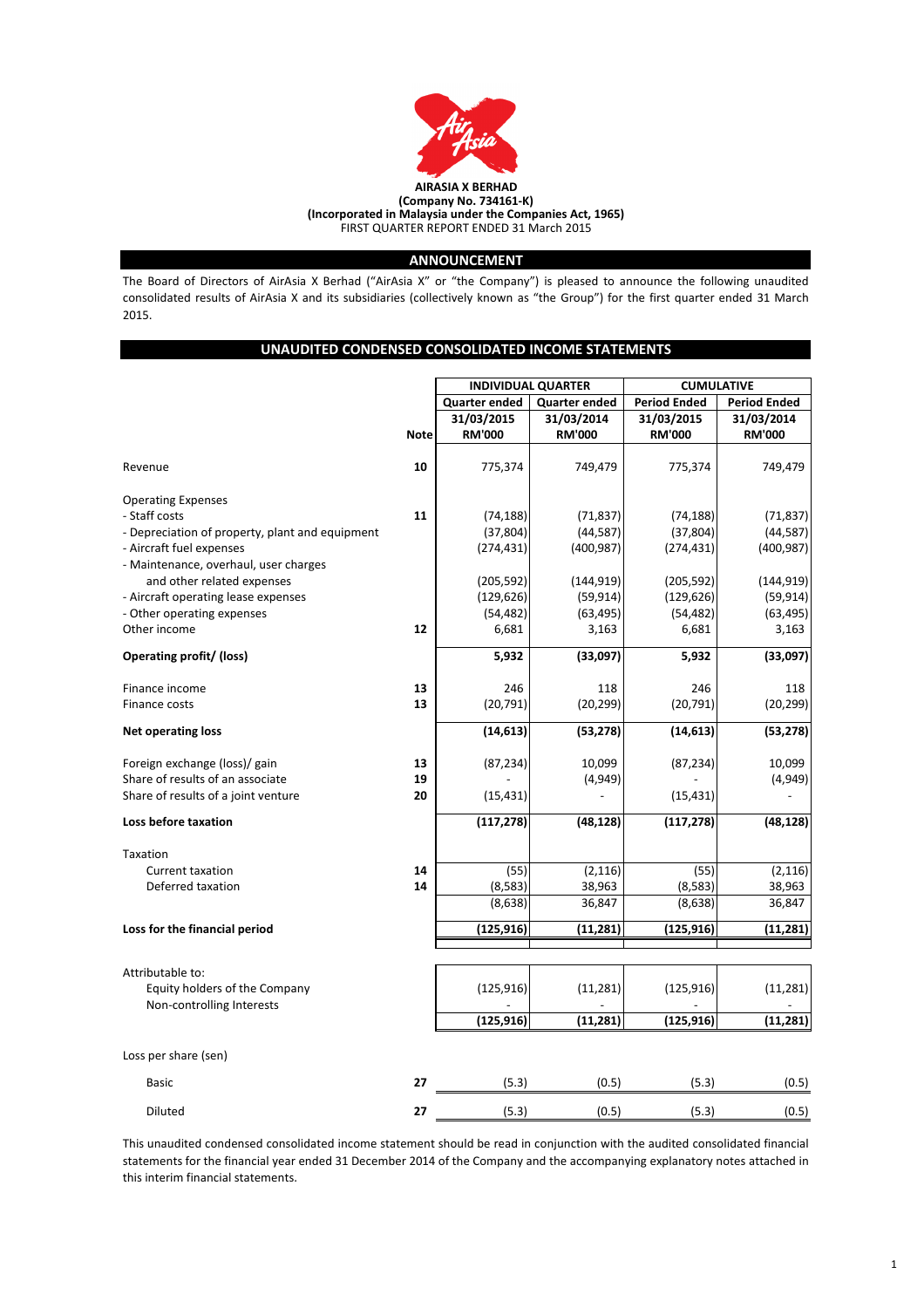**AIRASIA X BERHAD**
**(Company No. 734161-K)**
**(Incorporated in Malaysia under the Companies Act, 1965)**
FIRST QUARTER REPORT ENDED 31 March 2015

## ANNOUNCEMENT

The Board of Directors of AirAsia X Berhad ("AirAsia X" or "the Company") is pleased to announce the following unaudited consolidated results of AirAsia X and its subsidiaries (collectively known as "the Group") for the first quarter ended 31 March 2015.

## UNAUDITED CONDENSED CONSOLIDATED INCOME STATEMENTS

| | Note | INDIVIDUAL QUARTER | | CUMULATIVE | |
|---|---|---|---|---|---|
| | | Quarter ended 31/03/2015 RM'000 | Quarter ended 31/03/2014 RM'000 | Period Ended 31/03/2015 RM'000 | Period Ended 31/03/2014 RM'000 |
| Revenue | 10 | 775,374 | 749,479 | 775,374 | 749,479 |
| Operating Expenses | | | | | |
| - Staff costs | 11 | (74,188) | (71,837) | (74,188) | (71,837) |
| - Depreciation of property, plant and equipment | | (37,804) | (44,587) | (37,804) | (44,587) |
| - Aircraft fuel expenses | | (274,431) | (400,987) | (274,431) | (400,987) |
| - Maintenance, overhaul, user charges and other related expenses | | (205,592) | (144,919) | (205,592) | (144,919) |
| - Aircraft operating lease expenses | | (129,626) | (59,914) | (129,626) | (59,914) |
| - Other operating expenses | | (54,482) | (63,495) | (54,482) | (63,495) |
| Other income | 12 | 6,681 | 3,163 | 6,681 | 3,163 |
| **Operating profit/ (loss)** | | **5,932** | **(33,097)** | **5,932** | **(33,097)** |
| Finance income | 13 | 246 | 118 | 246 | 118 |
| Finance costs | 13 | (20,791) | (20,299) | (20,791) | (20,299) |
| **Net operating loss** | | **(14,613)** | **(53,278)** | **(14,613)** | **(53,278)** |
| Foreign exchange (loss)/ gain | 13 | (87,234) | 10,099 | (87,234) | 10,099 |
| Share of results of an associate | 19 | - | (4,949) | - | (4,949) |
| Share of results of a joint venture | 20 | (15,431) | - | (15,431) | - |
| **Loss before taxation** | | **(117,278)** | **(48,128)** | **(117,278)** | **(48,128)** |
| Taxation | | | | | |
| Current taxation | 14 | (55) | (2,116) | (55) | (2,116) |
| Deferred taxation | 14 | (8,583) | 38,963 | (8,583) | 38,963 |
| | | (8,638) | 36,847 | (8,638) | 36,847 |
| **Loss for the financial period** | | **(125,916)** | **(11,281)** | **(125,916)** | **(11,281)** |
| Attributable to: | | | | | |
| Equity holders of the Company | | (125,916) | (11,281) | (125,916) | (11,281) |
| Non-controlling Interests | | - | - | - | - |
| | | **(125,916)** | **(11,281)** | **(125,916)** | **(11,281)** |
| Loss per share (sen) | | | | | |
| Basic | 27 | (5.3) | (0.5) | (5.3) | (0.5) |
| Diluted | 27 | (5.3) | (0.5) | (5.3) | (0.5) |

This unaudited condensed consolidated income statement should be read in conjunction with the audited consolidated financial statements for the financial year ended 31 December 2014 of the Company and the accompanying explanatory notes attached in this interim financial statements.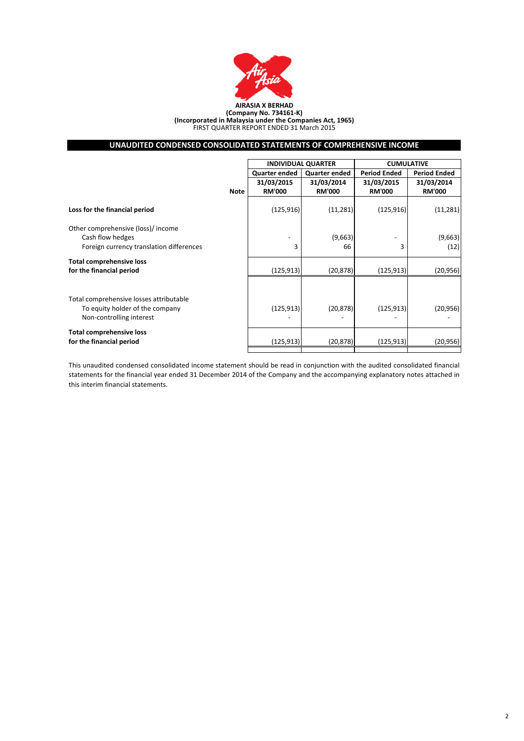**AIRASIA X BERHAD**
**(Company No. 734161-K)**
**(Incorporated in Malaysia under the Companies Act, 1965)**
FIRST QUARTER REPORT ENDED 31 March 2015

## UNAUDITED CONDENSED CONSOLIDATED STATEMENTS OF COMPREHENSIVE INCOME

| | | INDIVIDUAL QUARTER | | CUMULATIVE | |
|---|---|---|---|---|---|
| | | Quarter ended | Quarter ended | Period Ended | Period Ended |
| | | 31/03/2015 | 31/03/2014 | 31/03/2015 | 31/03/2014 |
| | Note | RM'000 | RM'000 | RM'000 | RM'000 |
| **Loss for the financial period** | | (125,916) | (11,281) | (125,916) | (11,281) |
| Other comprehensive (loss)/ income | | | | | |
| Cash flow hedges | | - | (9,663) | - | (9,663) |
| Foreign currency translation differences | | 3 | 66 | 3 | (12) |
| **Total comprehensive loss for the financial period** | | (125,913) | (20,878) | (125,913) | (20,956) |
| Total comprehensive losses attributable | | | | | |
| To equity holder of the company | | (125,913) | (20,878) | (125,913) | (20,956) |
| Non-controlling interest | | - | - | - | - |
| **Total comprehensive loss for the financial period** | | (125,913) | (20,878) | (125,913) | (20,956) |

This unaudited condensed consolidated income statement should be read in conjunction with the audited consolidated financial statements for the financial year ended 31 December 2014 of the Company and the accompanying explanatory notes attached in this interim financial statements.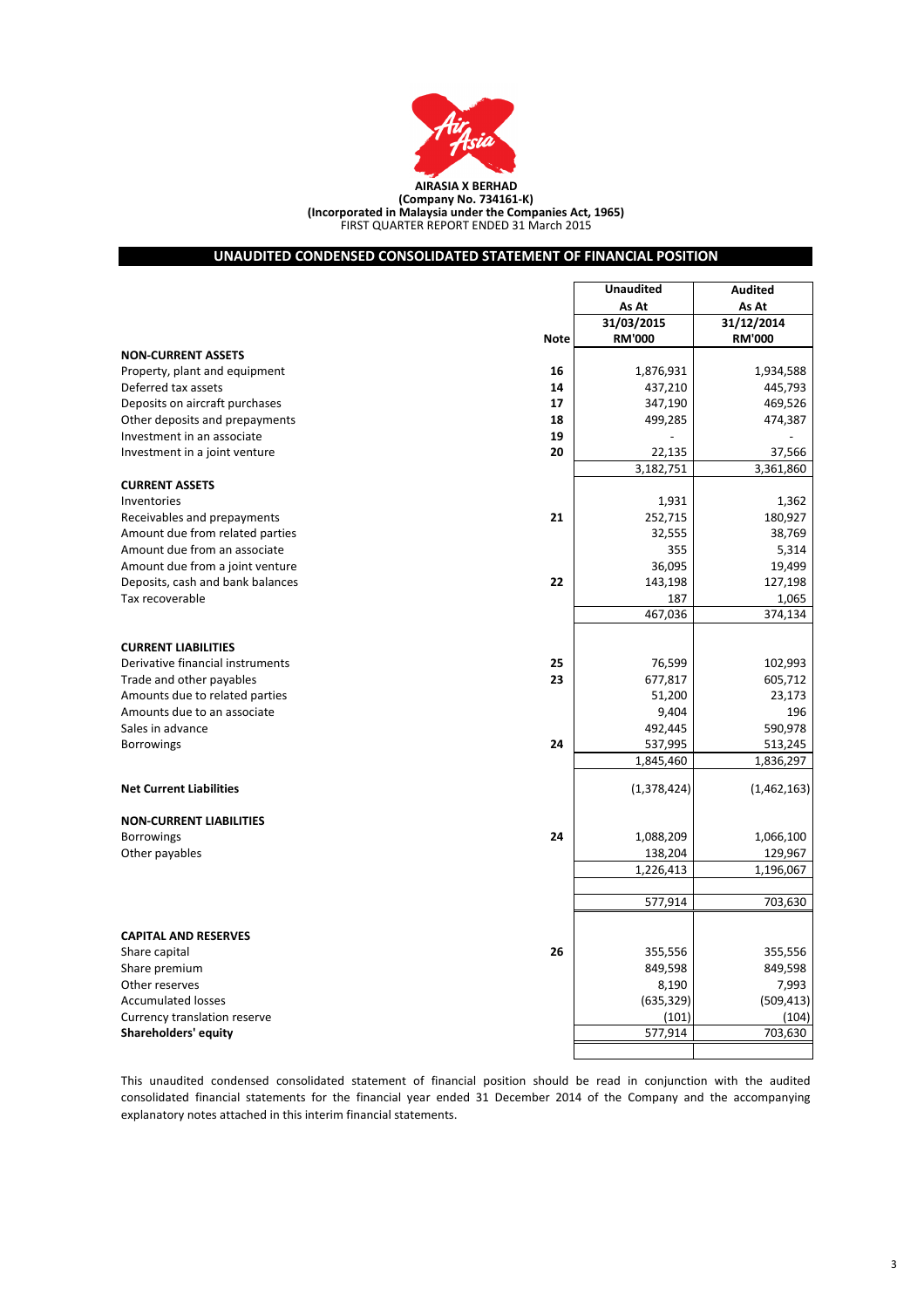**AIRASIA X BERHAD**
**(Company No. 734161-K)**
**(Incorporated in Malaysia under the Companies Act, 1965)**
FIRST QUARTER REPORT ENDED 31 March 2015

## UNAUDITED CONDENSED CONSOLIDATED STATEMENT OF FINANCIAL POSITION

| | Note | Unaudited As At 31/03/2015 RM'000 | Audited As At 31/12/2014 RM'000 |
|---|---|---|---|
| **NON-CURRENT ASSETS** | | | |
| Property, plant and equipment | 16 | 1,876,931 | 1,934,588 |
| Deferred tax assets | 14 | 437,210 | 445,793 |
| Deposits on aircraft purchases | 17 | 347,190 | 469,526 |
| Other deposits and prepayments | 18 | 499,285 | 474,387 |
| Investment in an associate | 19 | - | - |
| Investment in a joint venture | 20 | 22,135 | 37,566 |
| | | 3,182,751 | 3,361,860 |
| **CURRENT ASSETS** | | | |
| Inventories | | 1,931 | 1,362 |
| Receivables and prepayments | 21 | 252,715 | 180,927 |
| Amount due from related parties | | 32,555 | 38,769 |
| Amount due from an associate | | 355 | 5,314 |
| Amount due from a joint venture | | 36,095 | 19,499 |
| Deposits, cash and bank balances | 22 | 143,198 | 127,198 |
| Tax recoverable | | 187 | 1,065 |
| | | 467,036 | 374,134 |
| **CURRENT LIABILITIES** | | | |
| Derivative financial instruments | 25 | 76,599 | 102,993 |
| Trade and other payables | 23 | 677,817 | 605,712 |
| Amounts due to related parties | | 51,200 | 23,173 |
| Amounts due to an associate | | 9,404 | 196 |
| Sales in advance | | 492,445 | 590,978 |
| Borrowings | 24 | 537,995 | 513,245 |
| | | 1,845,460 | 1,836,297 |
| **Net Current Liabilities** | | (1,378,424) | (1,462,163) |
| **NON-CURRENT LIABILITIES** | | | |
| Borrowings | 24 | 1,088,209 | 1,066,100 |
| Other payables | | 138,204 | 129,967 |
| | | 1,226,413 | 1,196,067 |
| | | 577,914 | 703,630 |
| **CAPITAL AND RESERVES** | | | |
| Share capital | 26 | 355,556 | 355,556 |
| Share premium | | 849,598 | 849,598 |
| Other reserves | | 8,190 | 7,993 |
| Accumulated losses | | (635,329) | (509,413) |
| Currency translation reserve | | (101) | (104) |
| **Shareholders' equity** | | 577,914 | 703,630 |

This unaudited condensed consolidated statement of financial position should be read in conjunction with the audited consolidated financial statements for the financial year ended 31 December 2014 of the Company and the accompanying explanatory notes attached in this interim financial statements.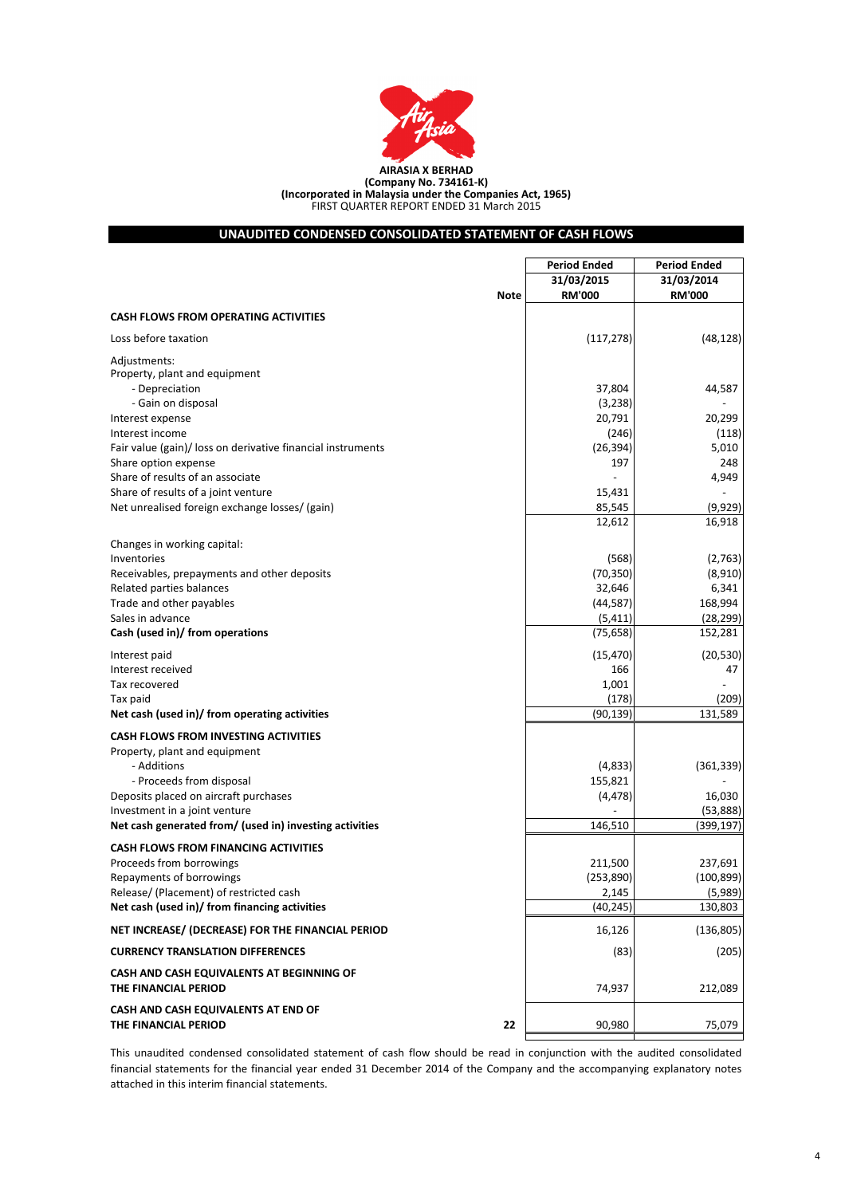**AIRASIA X BERHAD**
**(Company No. 734161-K)**
**(Incorporated in Malaysia under the Companies Act, 1965)**
FIRST QUARTER REPORT ENDED 31 March 2015

## UNAUDITED CONDENSED CONSOLIDATED STATEMENT OF CASH FLOWS

| | Note | Period Ended 31/03/2015 RM'000 | Period Ended 31/03/2014 RM'000 |
|---|---|---|---|
| **CASH FLOWS FROM OPERATING ACTIVITIES** | | | |
| Loss before taxation | | (117,278) | (48,128) |
| Adjustments: | | | |
| Property, plant and equipment | | | |
| - Depreciation | | 37,804 | 44,587 |
| - Gain on disposal | | (3,238) | - |
| Interest expense | | 20,791 | 20,299 |
| Interest income | | (246) | (118) |
| Fair value (gain)/ loss on derivative financial instruments | | (26,394) | 5,010 |
| Share option expense | | 197 | 248 |
| Share of results of an associate | | - | 4,949 |
| Share of results of a joint venture | | 15,431 | - |
| Net unrealised foreign exchange losses/ (gain) | | 85,545 | (9,929) |
| | | 12,612 | 16,918 |
| Changes in working capital: | | | |
| Inventories | | (568) | (2,763) |
| Receivables, prepayments and other deposits | | (70,350) | (8,910) |
| Related parties balances | | 32,646 | 6,341 |
| Trade and other payables | | (44,587) | 168,994 |
| Sales in advance | | (5,411) | (28,299) |
| **Cash (used in)/ from operations** | | (75,658) | 152,281 |
| Interest paid | | (15,470) | (20,530) |
| Interest received | | 166 | 47 |
| Tax recovered | | 1,001 | - |
| Tax paid | | (178) | (209) |
| **Net cash (used in)/ from operating activities** | | (90,139) | 131,589 |
| **CASH FLOWS FROM INVESTING ACTIVITIES** | | | |
| Property, plant and equipment | | | |
| - Additions | | (4,833) | (361,339) |
| - Proceeds from disposal | | 155,821 | - |
| Deposits placed on aircraft purchases | | (4,478) | 16,030 |
| Investment in a joint venture | | - | (53,888) |
| **Net cash generated from/ (used in) investing activities** | | 146,510 | (399,197) |
| **CASH FLOWS FROM FINANCING ACTIVITIES** | | | |
| Proceeds from borrowings | | 211,500 | 237,691 |
| Repayments of borrowings | | (253,890) | (100,899) |
| Release/ (Placement) of restricted cash | | 2,145 | (5,989) |
| **Net cash (used in)/ from financing activities** | | (40,245) | 130,803 |
| **NET INCREASE/ (DECREASE) FOR THE FINANCIAL PERIOD** | | 16,126 | (136,805) |
| **CURRENCY TRANSLATION DIFFERENCES** | | (83) | (205) |
| **CASH AND CASH EQUIVALENTS AT BEGINNING OF THE FINANCIAL PERIOD** | | 74,937 | 212,089 |
| **CASH AND CASH EQUIVALENTS AT END OF THE FINANCIAL PERIOD** | 22 | 90,980 | 75,079 |

This unaudited condensed consolidated statement of cash flow should be read in conjunction with the audited consolidated financial statements for the financial year ended 31 December 2014 of the Company and the accompanying explanatory notes attached in this interim financial statements.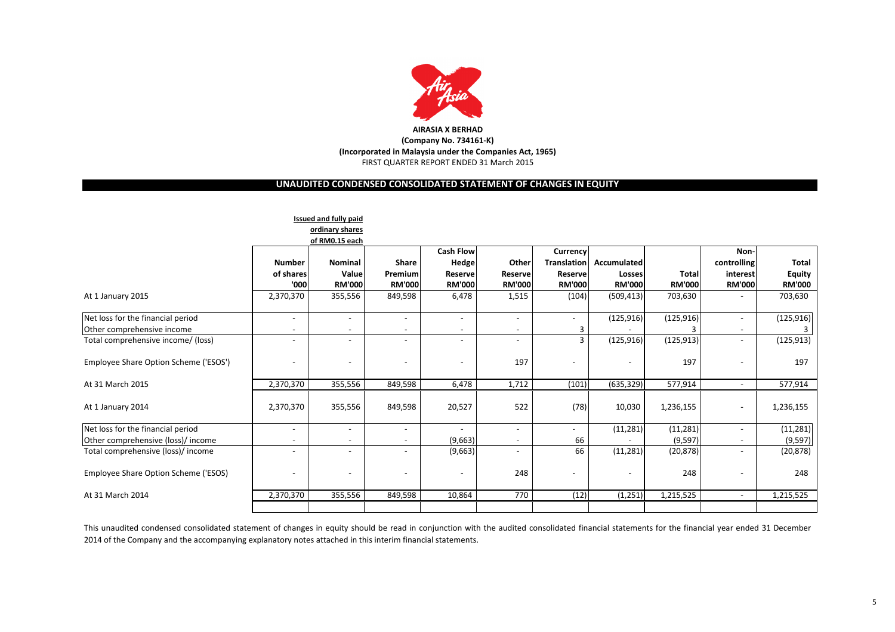**AIRASIA X BERHAD**
**(Company No. 734161-K)**
**(Incorporated in Malaysia under the Companies Act, 1965)**
FIRST QUARTER REPORT ENDED 31 March 2015

## UNAUDITED CONDENSED CONSOLIDATED STATEMENT OF CHANGES IN EQUITY

| | Issued and fully paid ordinary shares of RM0.15 each | | | | | | | | | |
|---|---|---|---|---|---|---|---|---|---|---|
| | Number of shares '000 | Nominal Value RM'000 | Share Premium RM'000 | Cash Flow Hedge Reserve RM'000 | Other Reserve RM'000 | Currency Translation Reserve RM'000 | Accumulated Losses RM'000 | Total RM'000 | Non-controlling interest RM'000 | Total Equity RM'000 |
| At 1 January 2015 | 2,370,370 | 355,556 | 849,598 | 6,478 | 1,515 | (104) | (509,413) | 703,630 | - | 703,630 |
| Net loss for the financial period | - | - | - | - | - | - | (125,916) | (125,916) | - | (125,916) |
| Other comprehensive income | - | - | - | - | - | 3 | - | 3 | - | 3 |
| Total comprehensive income/ (loss) | - | - | - | - | - | 3 | (125,916) | (125,913) | - | (125,913) |
| Employee Share Option Scheme ('ESOS') | - | - | - | - | 197 | - | - | 197 | - | 197 |
| At 31 March 2015 | 2,370,370 | 355,556 | 849,598 | 6,478 | 1,712 | (101) | (635,329) | 577,914 | - | 577,914 |
| At 1 January 2014 | 2,370,370 | 355,556 | 849,598 | 20,527 | 522 | (78) | 10,030 | 1,236,155 | - | 1,236,155 |
| Net loss for the financial period | - | - | - | - | - | - | (11,281) | (11,281) | - | (11,281) |
| Other comprehensive (loss)/ income | - | - | - | (9,663) | - | 66 | - | (9,597) | - | (9,597) |
| Total comprehensive (loss)/ income | - | - | - | (9,663) | - | 66 | (11,281) | (20,878) | - | (20,878) |
| Employee Share Option Scheme ('ESOS) | - | - | - | - | 248 | - | - | 248 | - | 248 |
| At 31 March 2014 | 2,370,370 | 355,556 | 849,598 | 10,864 | 770 | (12) | (1,251) | 1,215,525 | - | 1,215,525 |

This unaudited condensed consolidated statement of changes in equity should be read in conjunction with the audited consolidated financial statements for the financial year ended 31 December 2014 of the Company and the accompanying explanatory notes attached in this interim financial statements.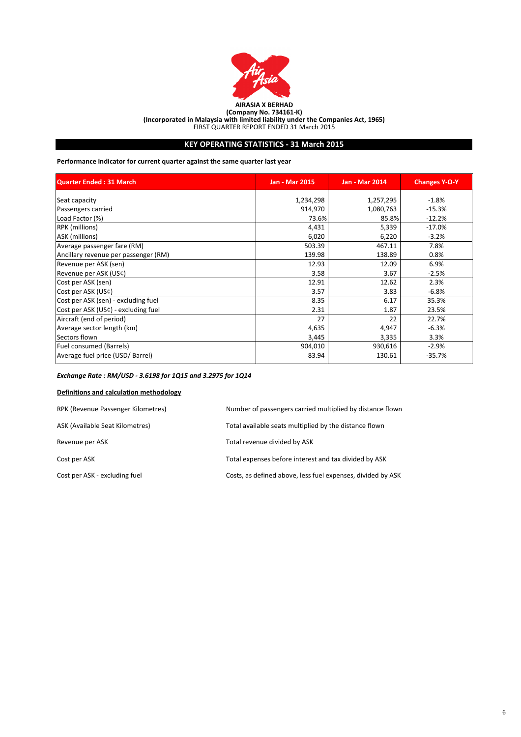**AIRASIA X BERHAD**
**(Company No. 734161-K)**
**(Incorporated in Malaysia with limited liability under the Companies Act, 1965)**
FIRST QUARTER REPORT ENDED 31 March 2015

## KEY OPERATING STATISTICS - 31 March 2015

**Performance indicator for current quarter against the same quarter last year**

| Quarter Ended : 31 March | Jan - Mar 2015 | Jan - Mar 2014 | Changes Y-O-Y |
|---|---|---|---|
| Seat capacity | 1,234,298 | 1,257,295 | -1.8% |
| Passengers carried | 914,970 | 1,080,763 | -15.3% |
| Load Factor (%) | 73.6% | 85.8% | -12.2% |
| RPK (millions) | 4,431 | 5,339 | -17.0% |
| ASK (millions) | 6,020 | 6,220 | -3.2% |
| Average passenger fare (RM) | 503.39 | 467.11 | 7.8% |
| Ancillary revenue per passenger (RM) | 139.98 | 138.89 | 0.8% |
| Revenue per ASK (sen) | 12.93 | 12.09 | 6.9% |
| Revenue per ASK (US¢) | 3.58 | 3.67 | -2.5% |
| Cost per ASK (sen) | 12.91 | 12.62 | 2.3% |
| Cost per ASK (US¢) | 3.57 | 3.83 | -6.8% |
| Cost per ASK (sen) - excluding fuel | 8.35 | 6.17 | 35.3% |
| Cost per ASK (US¢) - excluding fuel | 2.31 | 1.87 | 23.5% |
| Aircraft (end of period) | 27 | 22 | 22.7% |
| Average sector length (km) | 4,635 | 4,947 | -6.3% |
| Sectors flown | 3,445 | 3,335 | 3.3% |
| Fuel consumed (Barrels) | 904,010 | 930,616 | -2.9% |
| Average fuel price (USD/ Barrel) | 83.94 | 130.61 | -35.7% |

***Exchange Rate : RM/USD - 3.6198 for 1Q15 and 3.2975 for 1Q14***

**Definitions and calculation methodology**

| | |
|---|---|
| RPK (Revenue Passenger Kilometres) | Number of passengers carried multiplied by distance flown |
| ASK (Available Seat Kilometres) | Total available seats multiplied by the distance flown |
| Revenue per ASK | Total revenue divided by ASK |
| Cost per ASK | Total expenses before interest and tax divided by ASK |
| Cost per ASK - excluding fuel | Costs, as defined above, less fuel expenses, divided by ASK |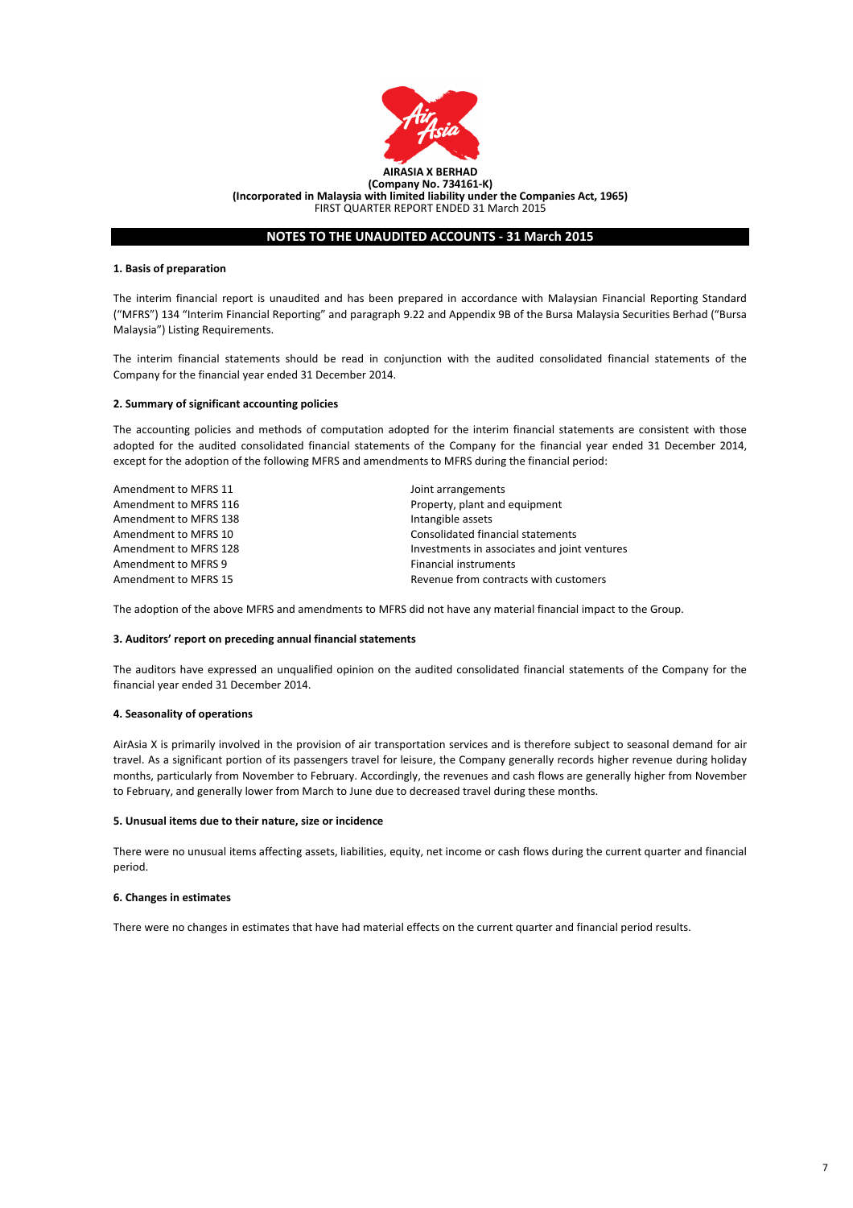**AIRASIA X BERHAD**
**(Company No. 734161-K)**
**(Incorporated in Malaysia with limited liability under the Companies Act, 1965)**
FIRST QUARTER REPORT ENDED 31 March 2015

## NOTES TO THE UNAUDITED ACCOUNTS - 31 March 2015

### 1. Basis of preparation

The interim financial report is unaudited and has been prepared in accordance with Malaysian Financial Reporting Standard ("MFRS") 134 "Interim Financial Reporting" and paragraph 9.22 and Appendix 9B of the Bursa Malaysia Securities Berhad ("Bursa Malaysia") Listing Requirements.

The interim financial statements should be read in conjunction with the audited consolidated financial statements of the Company for the financial year ended 31 December 2014.

### 2. Summary of significant accounting policies

The accounting policies and methods of computation adopted for the interim financial statements are consistent with those adopted for the audited consolidated financial statements of the Company for the financial year ended 31 December 2014, except for the adoption of the following MFRS and amendments to MFRS during the financial period:

| | |
|---|---|
| Amendment to MFRS 11 | Joint arrangements |
| Amendment to MFRS 116 | Property, plant and equipment |
| Amendment to MFRS 138 | Intangible assets |
| Amendment to MFRS 10 | Consolidated financial statements |
| Amendment to MFRS 128 | Investments in associates and joint ventures |
| Amendment to MFRS 9 | Financial instruments |
| Amendment to MFRS 15 | Revenue from contracts with customers |

The adoption of the above MFRS and amendments to MFRS did not have any material financial impact to the Group.

### 3. Auditors' report on preceding annual financial statements

The auditors have expressed an unqualified opinion on the audited consolidated financial statements of the Company for the financial year ended 31 December 2014.

### 4. Seasonality of operations

AirAsia X is primarily involved in the provision of air transportation services and is therefore subject to seasonal demand for air travel. As a significant portion of its passengers travel for leisure, the Company generally records higher revenue during holiday months, particularly from November to February. Accordingly, the revenues and cash flows are generally higher from November to February, and generally lower from March to June due to decreased travel during these months.

### 5. Unusual items due to their nature, size or incidence

There were no unusual items affecting assets, liabilities, equity, net income or cash flows during the current quarter and financial period.

### 6. Changes in estimates

There were no changes in estimates that have had material effects on the current quarter and financial period results.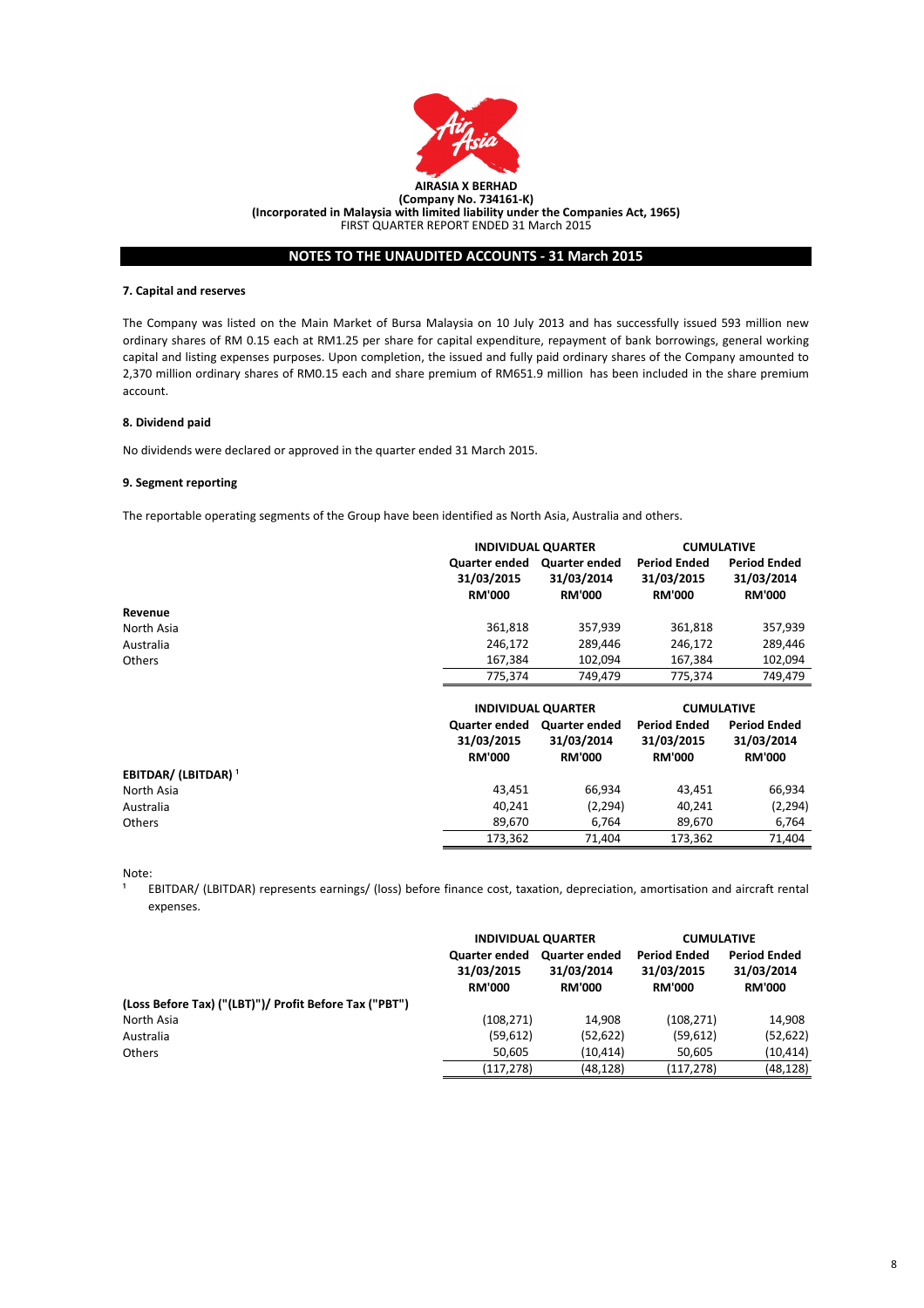**AIRASIA X BERHAD**
**(Company No. 734161-K)**
**(Incorporated in Malaysia with limited liability under the Companies Act, 1965)**
FIRST QUARTER REPORT ENDED 31 March 2015

## NOTES TO THE UNAUDITED ACCOUNTS - 31 March 2015

### 7. Capital and reserves

The Company was listed on the Main Market of Bursa Malaysia on 10 July 2013 and has successfully issued 593 million new ordinary shares of RM 0.15 each at RM1.25 per share for capital expenditure, repayment of bank borrowings, general working capital and listing expenses purposes. Upon completion, the issued and fully paid ordinary shares of the Company amounted to 2,370 million ordinary shares of RM0.15 each and share premium of RM651.9 million has been included in the share premium account.

### 8. Dividend paid

No dividends were declared or approved in the quarter ended 31 March 2015.

### 9. Segment reporting

The reportable operating segments of the Group have been identified as North Asia, Australia and others.

| | INDIVIDUAL QUARTER | | CUMULATIVE | |
|---|---|---|---|---|
| | Quarter ended 31/03/2015 RM'000 | Quarter ended 31/03/2014 RM'000 | Period Ended 31/03/2015 RM'000 | Period Ended 31/03/2014 RM'000 |
| **Revenue** | | | | |
| North Asia | 361,818 | 357,939 | 361,818 | 357,939 |
| Australia | 246,172 | 289,446 | 246,172 | 289,446 |
| Others | 167,384 | 102,094 | 167,384 | 102,094 |
| | 775,374 | 749,479 | 775,374 | 749,479 |

| | INDIVIDUAL QUARTER | | CUMULATIVE | |
|---|---|---|---|---|
| | Quarter ended 31/03/2015 RM'000 | Quarter ended 31/03/2014 RM'000 | Period Ended 31/03/2015 RM'000 | Period Ended 31/03/2014 RM'000 |
| **EBITDAR/ (LBITDAR)** [1] | | | | |
| North Asia | 43,451 | 66,934 | 43,451 | 66,934 |
| Australia | 40,241 | (2,294) | 40,241 | (2,294) |
| Others | 89,670 | 6,764 | 89,670 | 6,764 |
| | 173,362 | 71,404 | 173,362 | 71,404 |

Note:

[1] EBITDAR/ (LBITDAR) represents earnings/ (loss) before finance cost, taxation, depreciation, amortisation and aircraft rental expenses.

| | INDIVIDUAL QUARTER | | CUMULATIVE | |
|---|---|---|---|---|
| | Quarter ended 31/03/2015 RM'000 | Quarter ended 31/03/2014 RM'000 | Period Ended 31/03/2015 RM'000 | Period Ended 31/03/2014 RM'000 |
| **(Loss Before Tax) ("(LBT)")/ Profit Before Tax ("PBT")** | | | | |
| North Asia | (108,271) | 14,908 | (108,271) | 14,908 |
| Australia | (59,612) | (52,622) | (59,612) | (52,622) |
| Others | 50,605 | (10,414) | 50,605 | (10,414) |
| | (117,278) | (48,128) | (117,278) | (48,128) |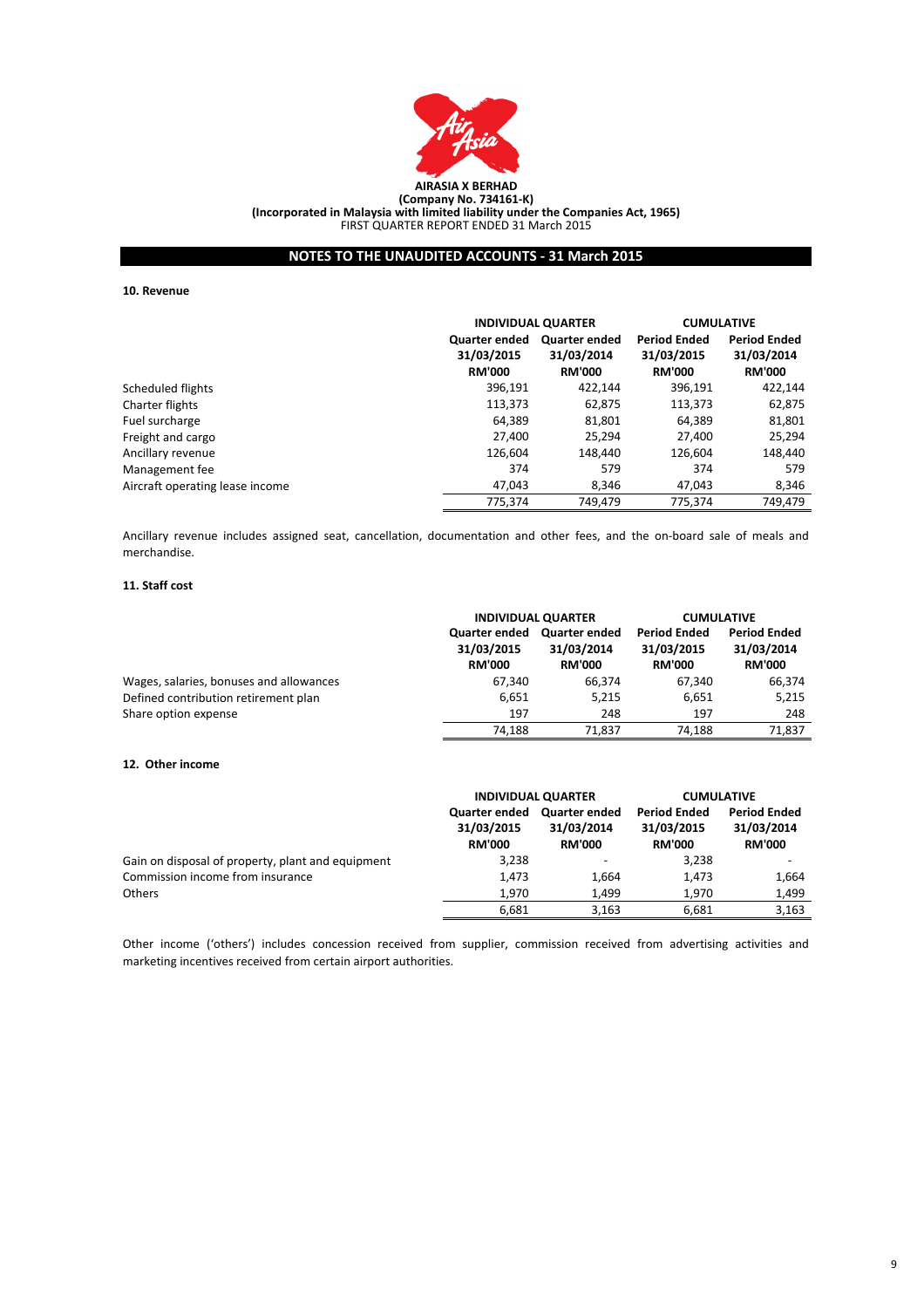**AIRASIA X BERHAD**
**(Company No. 734161-K)**
**(Incorporated in Malaysia with limited liability under the Companies Act, 1965)**
FIRST QUARTER REPORT ENDED 31 March 2015

## NOTES TO THE UNAUDITED ACCOUNTS - 31 March 2015

### 10. Revenue

| | INDIVIDUAL QUARTER | | CUMULATIVE | |
|---|---|---|---|---|
| | Quarter ended 31/03/2015 RM'000 | Quarter ended 31/03/2014 RM'000 | Period Ended 31/03/2015 RM'000 | Period Ended 31/03/2014 RM'000 |
| Scheduled flights | 396,191 | 422,144 | 396,191 | 422,144 |
| Charter flights | 113,373 | 62,875 | 113,373 | 62,875 |
| Fuel surcharge | 64,389 | 81,801 | 64,389 | 81,801 |
| Freight and cargo | 27,400 | 25,294 | 27,400 | 25,294 |
| Ancillary revenue | 126,604 | 148,440 | 126,604 | 148,440 |
| Management fee | 374 | 579 | 374 | 579 |
| Aircraft operating lease income | 47,043 | 8,346 | 47,043 | 8,346 |
| | 775,374 | 749,479 | 775,374 | 749,479 |

Ancillary revenue includes assigned seat, cancellation, documentation and other fees, and the on-board sale of meals and merchandise.

### 11. Staff cost

| | INDIVIDUAL QUARTER | | CUMULATIVE | |
|---|---|---|---|---|
| | Quarter ended 31/03/2015 RM'000 | Quarter ended 31/03/2014 RM'000 | Period Ended 31/03/2015 RM'000 | Period Ended 31/03/2014 RM'000 |
| Wages, salaries, bonuses and allowances | 67,340 | 66,374 | 67,340 | 66,374 |
| Defined contribution retirement plan | 6,651 | 5,215 | 6,651 | 5,215 |
| Share option expense | 197 | 248 | 197 | 248 |
| | 74,188 | 71,837 | 74,188 | 71,837 |

### 12. Other income

| | INDIVIDUAL QUARTER | | CUMULATIVE | |
|---|---|---|---|---|
| | Quarter ended 31/03/2015 RM'000 | Quarter ended 31/03/2014 RM'000 | Period Ended 31/03/2015 RM'000 | Period Ended 31/03/2014 RM'000 |
| Gain on disposal of property, plant and equipment | 3,238 | - | 3,238 | - |
| Commission income from insurance | 1,473 | 1,664 | 1,473 | 1,664 |
| Others | 1,970 | 1,499 | 1,970 | 1,499 |
| | 6,681 | 3,163 | 6,681 | 3,163 |

Other income ('others') includes concession received from supplier, commission received from advertising activities and marketing incentives received from certain airport authorities.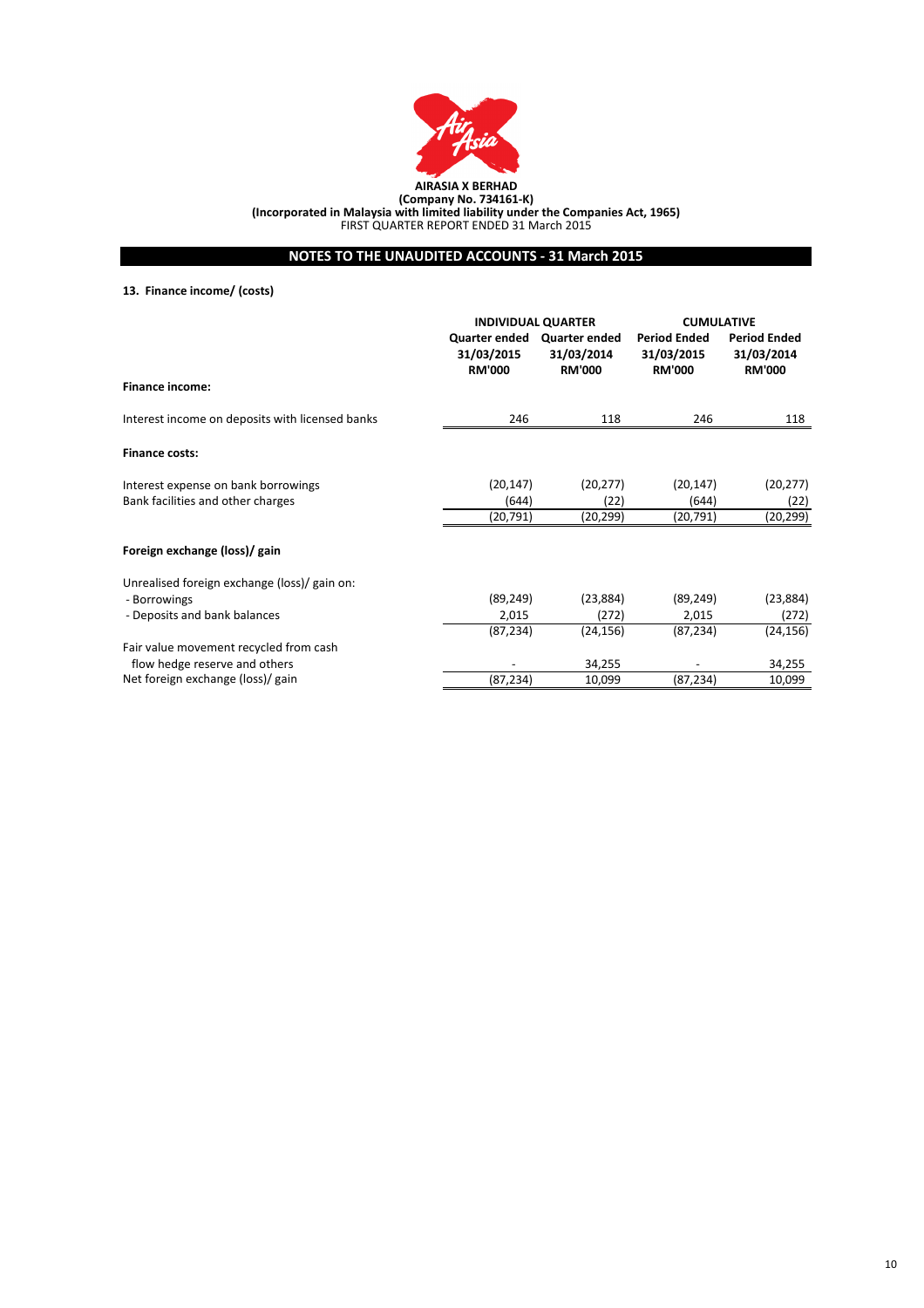**AIRASIA X BERHAD**
**(Company No. 734161-K)**
**(Incorporated in Malaysia with limited liability under the Companies Act, 1965)**
FIRST QUARTER REPORT ENDED 31 March 2015

## NOTES TO THE UNAUDITED ACCOUNTS - 31 March 2015

### 13. Finance income/ (costs)

| | INDIVIDUAL QUARTER | | CUMULATIVE | |
|---|---|---|---|---|
| | Quarter ended 31/03/2015 RM'000 | Quarter ended 31/03/2014 RM'000 | Period Ended 31/03/2015 RM'000 | Period Ended 31/03/2014 RM'000 |
| **Finance income:** | | | | |
| Interest income on deposits with licensed banks | 246 | 118 | 246 | 118 |
| **Finance costs:** | | | | |
| Interest expense on bank borrowings | (20,147) | (20,277) | (20,147) | (20,277) |
| Bank facilities and other charges | (644) | (22) | (644) | (22) |
| | (20,791) | (20,299) | (20,791) | (20,299) |
| **Foreign exchange (loss)/ gain** | | | | |
| Unrealised foreign exchange (loss)/ gain on: | | | | |
| - Borrowings | (89,249) | (23,884) | (89,249) | (23,884) |
| - Deposits and bank balances | 2,015 | (272) | 2,015 | (272) |
| | (87,234) | (24,156) | (87,234) | (24,156) |
| Fair value movement recycled from cash flow hedge reserve and others | - | 34,255 | - | 34,255 |
| Net foreign exchange (loss)/ gain | (87,234) | 10,099 | (87,234) | 10,099 |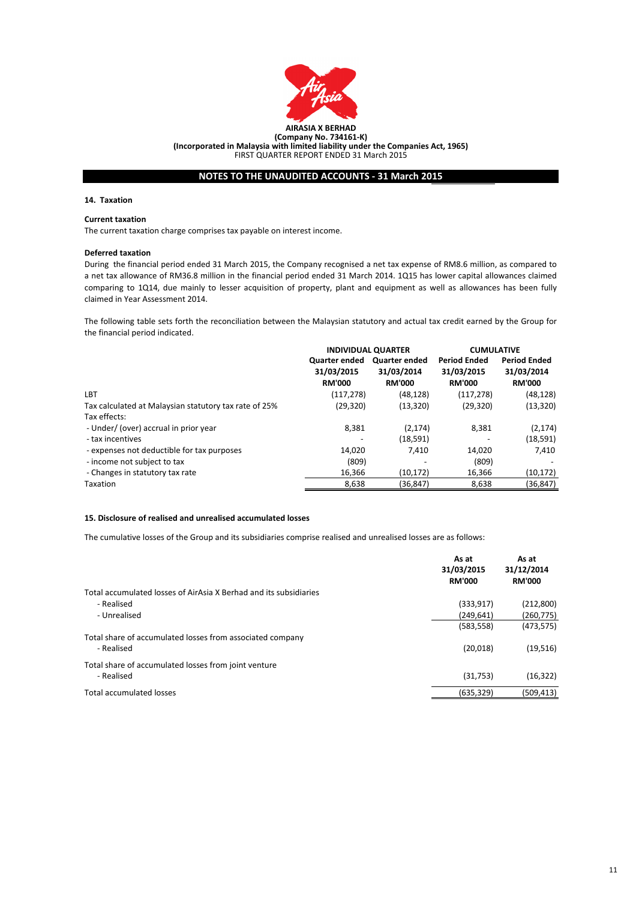**AIRASIA X BERHAD**
**(Company No. 734161-K)**
**(Incorporated in Malaysia with limited liability under the Companies Act, 1965)**
FIRST QUARTER REPORT ENDED 31 March 2015

## NOTES TO THE UNAUDITED ACCOUNTS - 31 March 2015

### 14. Taxation

**Current taxation**

The current taxation charge comprises tax payable on interest income.

**Deferred taxation**

During the financial period ended 31 March 2015, the Company recognised a net tax expense of RM8.6 million, as compared to a net tax allowance of RM36.8 million in the financial period ended 31 March 2014. 1Q15 has lower capital allowances claimed comparing to 1Q14, due mainly to lesser acquisition of property, plant and equipment as well as allowances has been fully claimed in Year Assessment 2014.

The following table sets forth the reconciliation between the Malaysian statutory and actual tax credit earned by the Group for the financial period indicated.

| | INDIVIDUAL QUARTER | | CUMULATIVE | |
|---|---|---|---|---|
| | Quarter ended 31/03/2015 RM'000 | Quarter ended 31/03/2014 RM'000 | Period Ended 31/03/2015 RM'000 | Period Ended 31/03/2014 RM'000 |
| LBT | (117,278) | (48,128) | (117,278) | (48,128) |
| Tax calculated at Malaysian statutory tax rate of 25% | (29,320) | (13,320) | (29,320) | (13,320) |
| Tax effects: | | | | |
| - Under/ (over) accrual in prior year | 8,381 | (2,174) | 8,381 | (2,174) |
| - tax incentives | - | (18,591) | - | (18,591) |
| - expenses not deductible for tax purposes | 14,020 | 7,410 | 14,020 | 7,410 |
| - income not subject to tax | (809) | - | (809) | - |
| - Changes in statutory tax rate | 16,366 | (10,172) | 16,366 | (10,172) |
| Taxation | 8,638 | (36,847) | 8,638 | (36,847) |

### 15. Disclosure of realised and unrealised accumulated losses

The cumulative losses of the Group and its subsidiaries comprise realised and unrealised losses are as follows:

| | As at 31/03/2015 RM'000 | As at 31/12/2014 RM'000 |
|---|---|---|
| Total accumulated losses of AirAsia X Berhad and its subsidiaries | | |
| - Realised | (333,917) | (212,800) |
| - Unrealised | (249,641) | (260,775) |
| | (583,558) | (473,575) |
| Total share of accumulated losses from associated company | | |
| - Realised | (20,018) | (19,516) |
| Total share of accumulated losses from joint venture | | |
| - Realised | (31,753) | (16,322) |
| Total accumulated losses | (635,329) | (509,413) |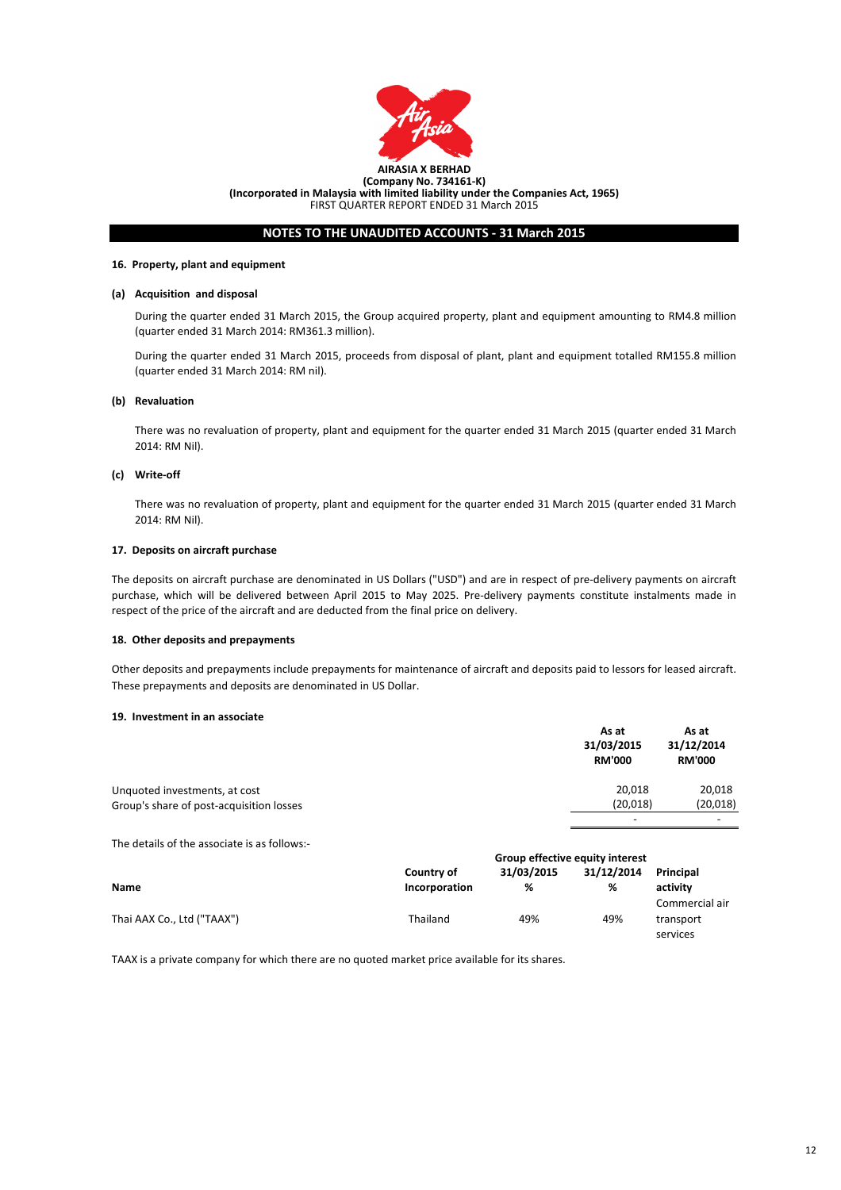**AIRASIA X BERHAD**
**(Company No. 734161-K)**
**(Incorporated in Malaysia with limited liability under the Companies Act, 1965)**
FIRST QUARTER REPORT ENDED 31 March 2015

## NOTES TO THE UNAUDITED ACCOUNTS - 31 March 2015

### 16. Property, plant and equipment

**(a) Acquisition and disposal**

During the quarter ended 31 March 2015, the Group acquired property, plant and equipment amounting to RM4.8 million (quarter ended 31 March 2014: RM361.3 million).

During the quarter ended 31 March 2015, proceeds from disposal of plant, plant and equipment totalled RM155.8 million (quarter ended 31 March 2014: RM nil).

**(b) Revaluation**

There was no revaluation of property, plant and equipment for the quarter ended 31 March 2015 (quarter ended 31 March 2014: RM Nil).

**(c) Write-off**

There was no revaluation of property, plant and equipment for the quarter ended 31 March 2015 (quarter ended 31 March 2014: RM Nil).

### 17. Deposits on aircraft purchase

The deposits on aircraft purchase are denominated in US Dollars ("USD") and are in respect of pre-delivery payments on aircraft purchase, which will be delivered between April 2015 to May 2025. Pre-delivery payments constitute instalments made in respect of the price of the aircraft and are deducted from the final price on delivery.

### 18. Other deposits and prepayments

Other deposits and prepayments include prepayments for maintenance of aircraft and deposits paid to lessors for leased aircraft. These prepayments and deposits are denominated in US Dollar.

### 19. Investment in an associate

| | As at 31/03/2015 RM'000 | As at 31/12/2014 RM'000 |
|---|---|---|
| Unquoted investments, at cost | 20,018 | 20,018 |
| Group's share of post-acquisition losses | (20,018) | (20,018) |
| | - | - |

The details of the associate is as follows:-

| Name | Country of Incorporation | Group effective equity interest 31/03/2015 % | Group effective equity interest 31/12/2014 % | Principal activity |
|---|---|---|---|---|
| Thai AAX Co., Ltd ("TAAX") | Thailand | 49% | 49% | Commercial air transport services |

TAAX is a private company for which there are no quoted market price available for its shares.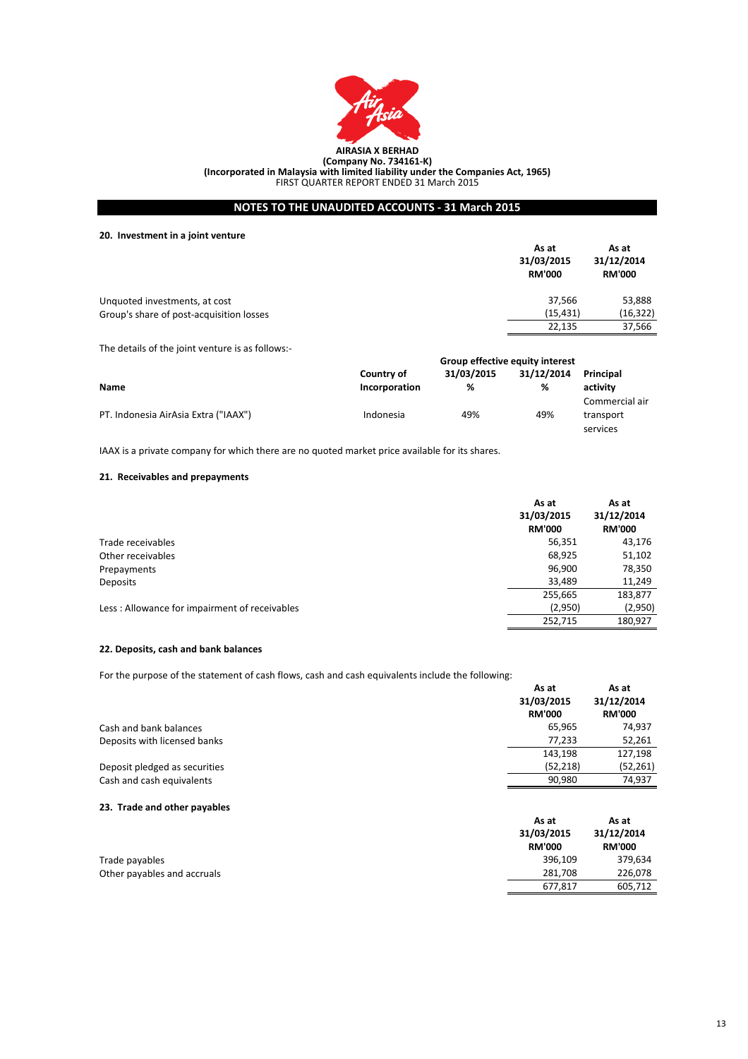**AIRASIA X BERHAD**
**(Company No. 734161-K)**
**(Incorporated in Malaysia with limited liability under the Companies Act, 1965)**
FIRST QUARTER REPORT ENDED 31 March 2015

## NOTES TO THE UNAUDITED ACCOUNTS - 31 March 2015

### 20. Investment in a joint venture

| | As at 31/03/2015 RM'000 | As at 31/12/2014 RM'000 |
|---|---|---|
| Unquoted investments, at cost | 37,566 | 53,888 |
| Group's share of post-acquisition losses | (15,431) | (16,322) |
| | 22,135 | 37,566 |

The details of the joint venture is as follows:-

| | | Group effective equity interest | | |
|---|---|---|---|---|
| Name | Country of Incorporation | 31/03/2015 % | 31/12/2014 % | Principal activity |
| PT. Indonesia AirAsia Extra ("IAAX") | Indonesia | 49% | 49% | Commercial air transport services |

IAAX is a private company for which there are no quoted market price available for its shares.

### 21. Receivables and prepayments

| | As at 31/03/2015 RM'000 | As at 31/12/2014 RM'000 |
|---|---|---|
| Trade receivables | 56,351 | 43,176 |
| Other receivables | 68,925 | 51,102 |
| Prepayments | 96,900 | 78,350 |
| Deposits | 33,489 | 11,249 |
| | 255,665 | 183,877 |
| Less : Allowance for impairment of receivables | (2,950) | (2,950) |
| | 252,715 | 180,927 |

### 22. Deposits, cash and bank balances

For the purpose of the statement of cash flows, cash and cash equivalents include the following:

| | As at 31/03/2015 RM'000 | As at 31/12/2014 RM'000 |
|---|---|---|
| Cash and bank balances | 65,965 | 74,937 |
| Deposits with licensed banks | 77,233 | 52,261 |
| | 143,198 | 127,198 |
| Deposit pledged as securities | (52,218) | (52,261) |
| Cash and cash equivalents | 90,980 | 74,937 |

### 23. Trade and other payables

| | As at 31/03/2015 RM'000 | As at 31/12/2014 RM'000 |
|---|---|---|
| Trade payables | 396,109 | 379,634 |
| Other payables and accruals | 281,708 | 226,078 |
| | 677,817 | 605,712 |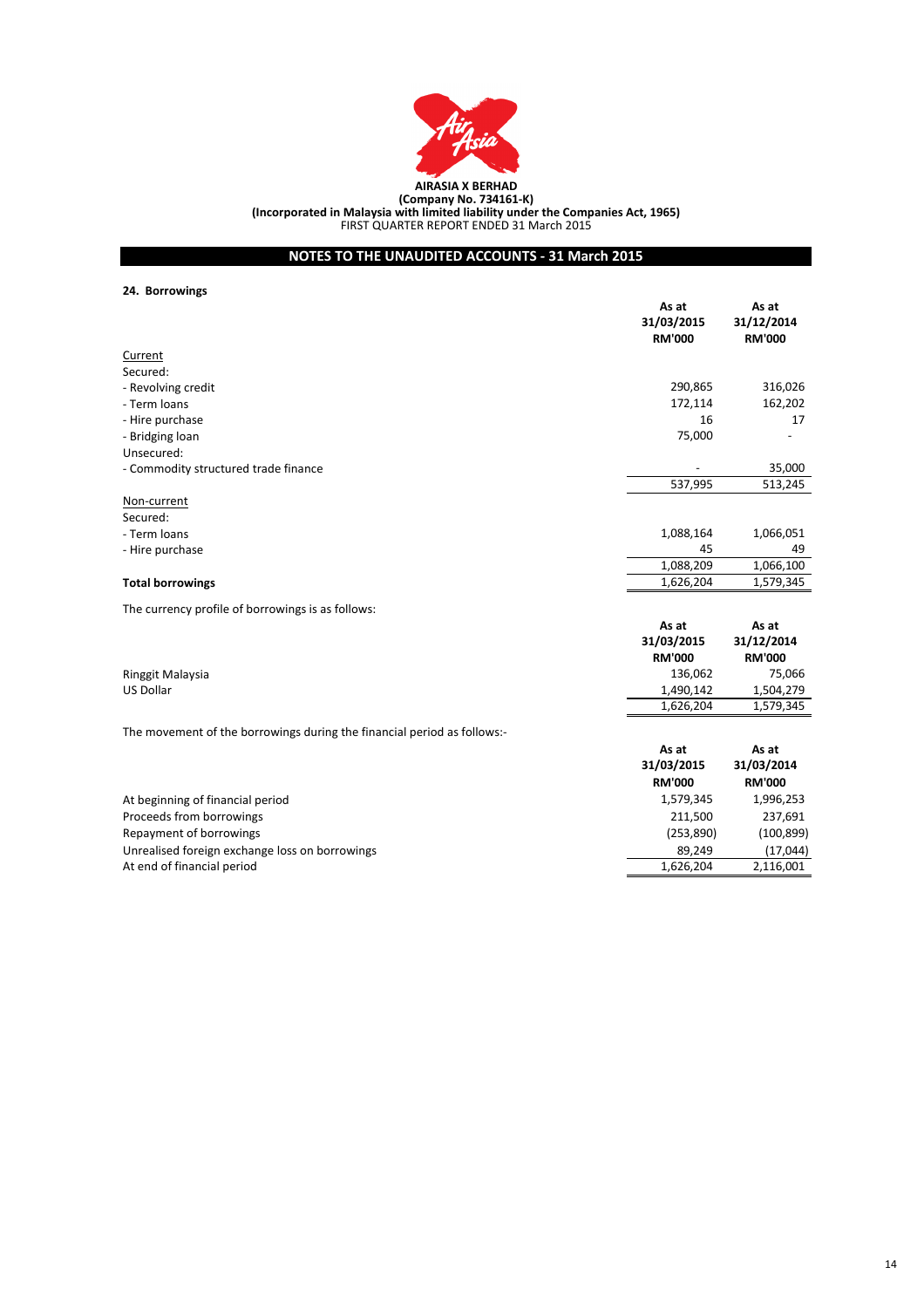AIRASIA X BERHAD
(Company No. 734161-K)
(Incorporated in Malaysia with limited liability under the Companies Act, 1965)
FIRST QUARTER REPORT ENDED 31 March 2015

## NOTES TO THE UNAUDITED ACCOUNTS - 31 March 2015

### 24. Borrowings

| | As at 31/03/2015 RM'000 | As at 31/12/2014 RM'000 |
|---|---|---|
| Current | | |
| Secured: | | |
| - Revolving credit | 290,865 | 316,026 |
| - Term loans | 172,114 | 162,202 |
| - Hire purchase | 16 | 17 |
| - Bridging loan | 75,000 | - |
| Unsecured: | | |
| - Commodity structured trade finance | - | 35,000 |
| | 537,995 | 513,245 |
| Non-current | | |
| Secured: | | |
| - Term loans | 1,088,164 | 1,066,051 |
| - Hire purchase | 45 | 49 |
| | 1,088,209 | 1,066,100 |
| **Total borrowings** | 1,626,204 | 1,579,345 |

The currency profile of borrowings is as follows:

| | As at 31/03/2015 RM'000 | As at 31/12/2014 RM'000 |
|---|---|---|
| Ringgit Malaysia | 136,062 | 75,066 |
| US Dollar | 1,490,142 | 1,504,279 |
| | 1,626,204 | 1,579,345 |

The movement of the borrowings during the financial period as follows:-

| | As at 31/03/2015 RM'000 | As at 31/03/2014 RM'000 |
|---|---|---|
| At beginning of financial period | 1,579,345 | 1,996,253 |
| Proceeds from borrowings | 211,500 | 237,691 |
| Repayment of borrowings | (253,890) | (100,899) |
| Unrealised foreign exchange loss on borrowings | 89,249 | (17,044) |
| At end of financial period | 1,626,204 | 2,116,001 |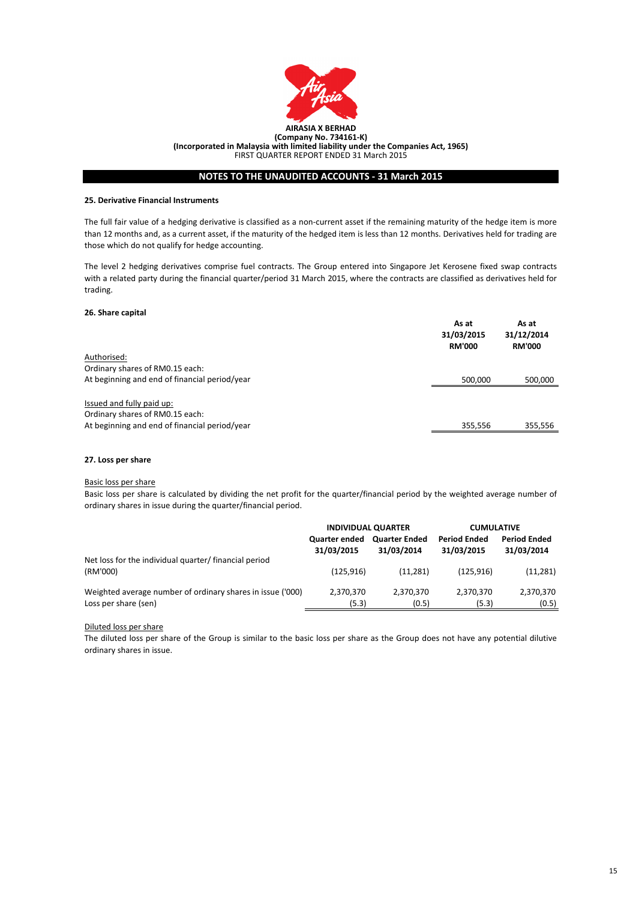**AIRASIA X BERHAD**
**(Company No. 734161-K)**
**(Incorporated in Malaysia with limited liability under the Companies Act, 1965)**
FIRST QUARTER REPORT ENDED 31 March 2015

## NOTES TO THE UNAUDITED ACCOUNTS - 31 March 2015

### 25. Derivative Financial Instruments

The full fair value of a hedging derivative is classified as a non-current asset if the remaining maturity of the hedge item is more than 12 months and, as a current asset, if the maturity of the hedged item is less than 12 months. Derivatives held for trading are those which do not qualify for hedge accounting.

The level 2 hedging derivatives comprise fuel contracts. The Group entered into Singapore Jet Kerosene fixed swap contracts with a related party during the financial quarter/period 31 March 2015, where the contracts are classified as derivatives held for trading.

### 26. Share capital

| | As at 31/03/2015 RM'000 | As at 31/12/2014 RM'000 |
|---|---|---|
| Authorised: | | |
| Ordinary shares of RM0.15 each: | | |
| At beginning and end of financial period/year | 500,000 | 500,000 |
| | | |
| Issued and fully paid up: | | |
| Ordinary shares of RM0.15 each: | | |
| At beginning and end of financial period/year | 355,556 | 355,556 |

### 27. Loss per share

Basic loss per share

Basic loss per share is calculated by dividing the net profit for the quarter/financial period by the weighted average number of ordinary shares in issue during the quarter/financial period.

| | INDIVIDUAL QUARTER | | CUMULATIVE | |
|---|---|---|---|---|
| | Quarter ended 31/03/2015 | Quarter Ended 31/03/2014 | Period Ended 31/03/2015 | Period Ended 31/03/2014 |
| Net loss for the individual quarter/ financial period (RM'000) | (125,916) | (11,281) | (125,916) | (11,281) |
| Weighted average number of ordinary shares in issue ('000) | 2,370,370 | 2,370,370 | 2,370,370 | 2,370,370 |
| Loss per share (sen) | (5.3) | (0.5) | (5.3) | (0.5) |

Diluted loss per share

The diluted loss per share of the Group is similar to the basic loss per share as the Group does not have any potential dilutive ordinary shares in issue.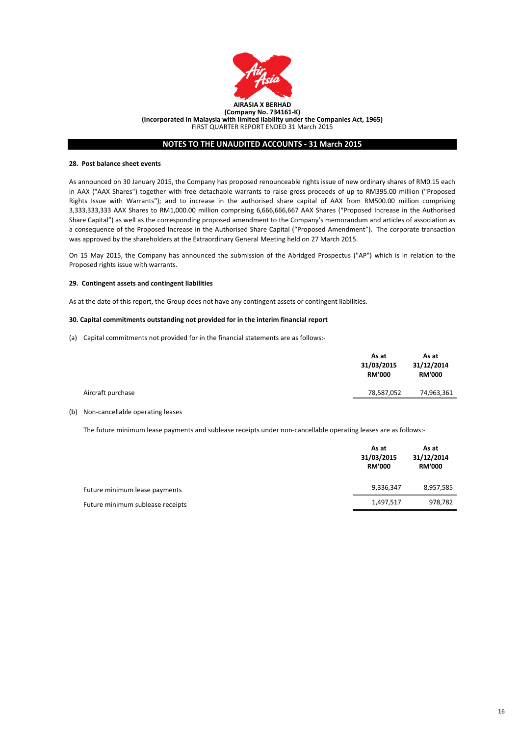**AIRASIA X BERHAD**
**(Company No. 734161-K)**
**(Incorporated in Malaysia with limited liability under the Companies Act, 1965)**
FIRST QUARTER REPORT ENDED 31 March 2015

## NOTES TO THE UNAUDITED ACCOUNTS - 31 March 2015

### 28. Post balance sheet events

As announced on 30 January 2015, the Company has proposed renounceable rights issue of new ordinary shares of RM0.15 each in AAX ("AAX Shares") together with free detachable warrants to raise gross proceeds of up to RM395.00 million ("Proposed Rights Issue with Warrants"); and to increase in the authorised share capital of AAX from RM500.00 million comprising 3,333,333,333 AAX Shares to RM1,000.00 million comprising 6,666,666,667 AAX Shares ("Proposed Increase in the Authorised Share Capital") as well as the corresponding proposed amendment to the Company's memorandum and articles of association as a consequence of the Proposed Increase in the Authorised Share Capital ("Proposed Amendment"). The corporate transaction was approved by the shareholders at the Extraordinary General Meeting held on 27 March 2015.

On 15 May 2015, the Company has announced the submission of the Abridged Prospectus ("AP") which is in relation to the Proposed rights issue with warrants.

### 29. Contingent assets and contingent liabilities

As at the date of this report, the Group does not have any contingent assets or contingent liabilities.

### 30. Capital commitments outstanding not provided for in the interim financial report

(a) Capital commitments not provided for in the financial statements are as follows:-

| | As at 31/03/2015 RM'000 | As at 31/12/2014 RM'000 |
|---|---|---|
| Aircraft purchase | 78,587,052 | 74,963,361 |

(b) Non-cancellable operating leases

The future minimum lease payments and sublease receipts under non-cancellable operating leases are as follows:-

| | As at 31/03/2015 RM'000 | As at 31/12/2014 RM'000 |
|---|---|---|
| Future minimum lease payments | 9,336,347 | 8,957,585 |
| Future minimum sublease receipts | 1,497,517 | 978,782 |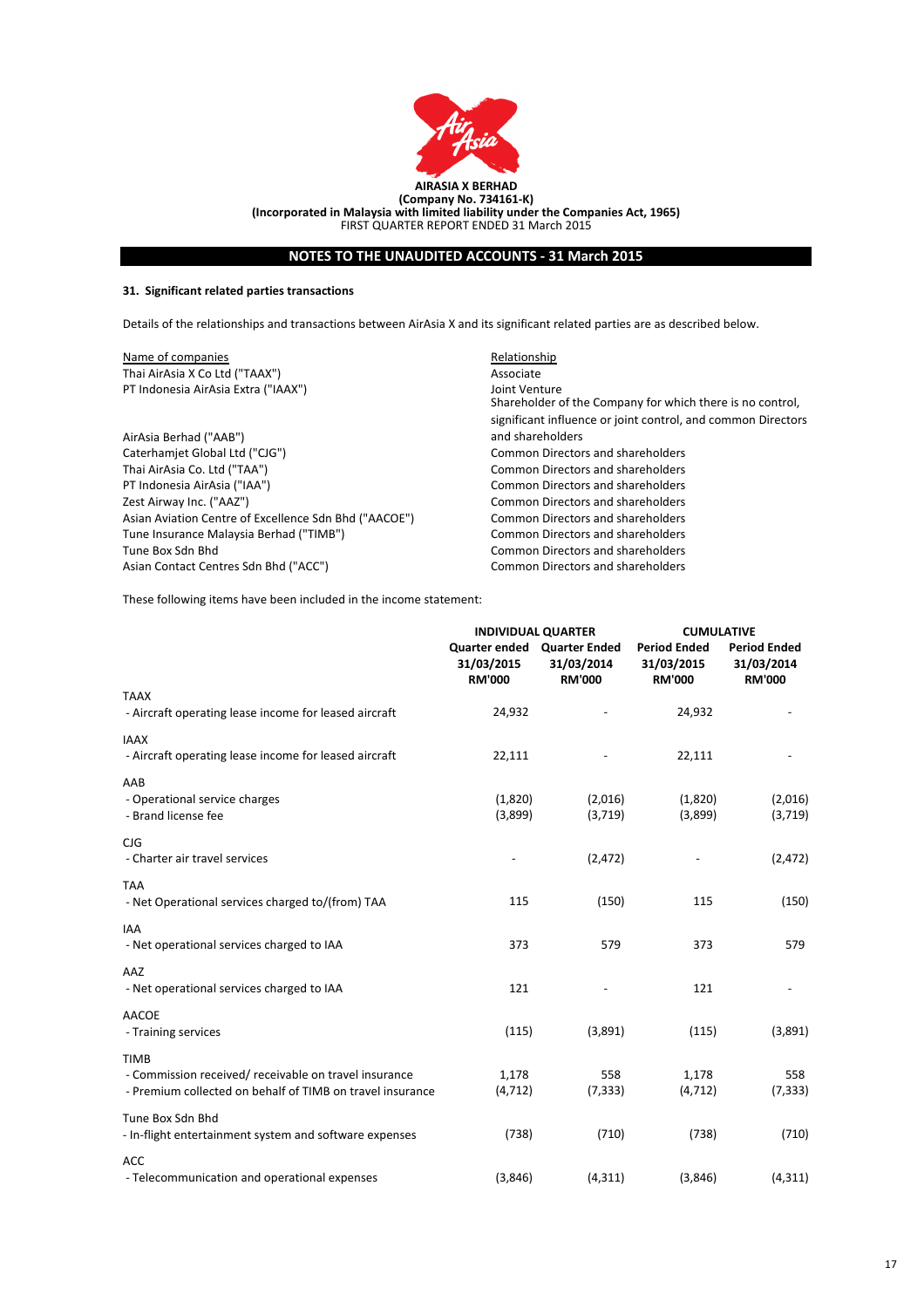**AIRASIA X BERHAD**
**(Company No. 734161-K)**
**(Incorporated in Malaysia with limited liability under the Companies Act, 1965)**
FIRST QUARTER REPORT ENDED 31 March 2015

## NOTES TO THE UNAUDITED ACCOUNTS - 31 March 2015

### 31. Significant related parties transactions

Details of the relationships and transactions between AirAsia X and its significant related parties are as described below.

| Name of companies | Relationship |
|---|---|
| Thai AirAsia X Co Ltd ("TAAX") | Associate |
| PT Indonesia AirAsia Extra ("IAAX") | Joint Venture |
| AirAsia Berhad ("AAB") | Shareholder of the Company for which there is no control, significant influence or joint control, and common Directors and shareholders |
| Caterhamjet Global Ltd ("CJG") | Common Directors and shareholders |
| Thai AirAsia Co. Ltd ("TAA") | Common Directors and shareholders |
| PT Indonesia AirAsia ("IAA") | Common Directors and shareholders |
| Zest Airway Inc. ("AAZ") | Common Directors and shareholders |
| Asian Aviation Centre of Excellence Sdn Bhd ("AACOE") | Common Directors and shareholders |
| Tune Insurance Malaysia Berhad ("TIMB") | Common Directors and shareholders |
| Tune Box Sdn Bhd | Common Directors and shareholders |
| Asian Contact Centres Sdn Bhd ("ACC") | Common Directors and shareholders |

These following items have been included in the income statement:

| | INDIVIDUAL QUARTER | | CUMULATIVE | |
|---|---|---|---|---|
| | Quarter ended 31/03/2015 RM'000 | Quarter Ended 31/03/2014 RM'000 | Period Ended 31/03/2015 RM'000 | Period Ended 31/03/2014 RM'000 |
| TAAX | | | | |
| - Aircraft operating lease income for leased aircraft | 24,932 | - | 24,932 | - |
| IAAX | | | | |
| - Aircraft operating lease income for leased aircraft | 22,111 | - | 22,111 | - |
| AAB | | | | |
| - Operational service charges | (1,820) | (2,016) | (1,820) | (2,016) |
| - Brand license fee | (3,899) | (3,719) | (3,899) | (3,719) |
| CJG | | | | |
| - Charter air travel services | - | (2,472) | - | (2,472) |
| TAA | | | | |
| - Net Operational services charged to/(from) TAA | 115 | (150) | 115 | (150) |
| IAA | | | | |
| - Net operational services charged to IAA | 373 | 579 | 373 | 579 |
| AAZ | | | | |
| - Net operational services charged to IAA | 121 | - | 121 | - |
| AACOE | | | | |
| - Training services | (115) | (3,891) | (115) | (3,891) |
| TIMB | | | | |
| - Commission received/ receivable on travel insurance | 1,178 | 558 | 1,178 | 558 |
| - Premium collected on behalf of TIMB on travel insurance | (4,712) | (7,333) | (4,712) | (7,333) |
| Tune Box Sdn Bhd | | | | |
| - In-flight entertainment system and software expenses | (738) | (710) | (738) | (710) |
| ACC | | | | |
| - Telecommunication and operational expenses | (3,846) | (4,311) | (3,846) | (4,311) |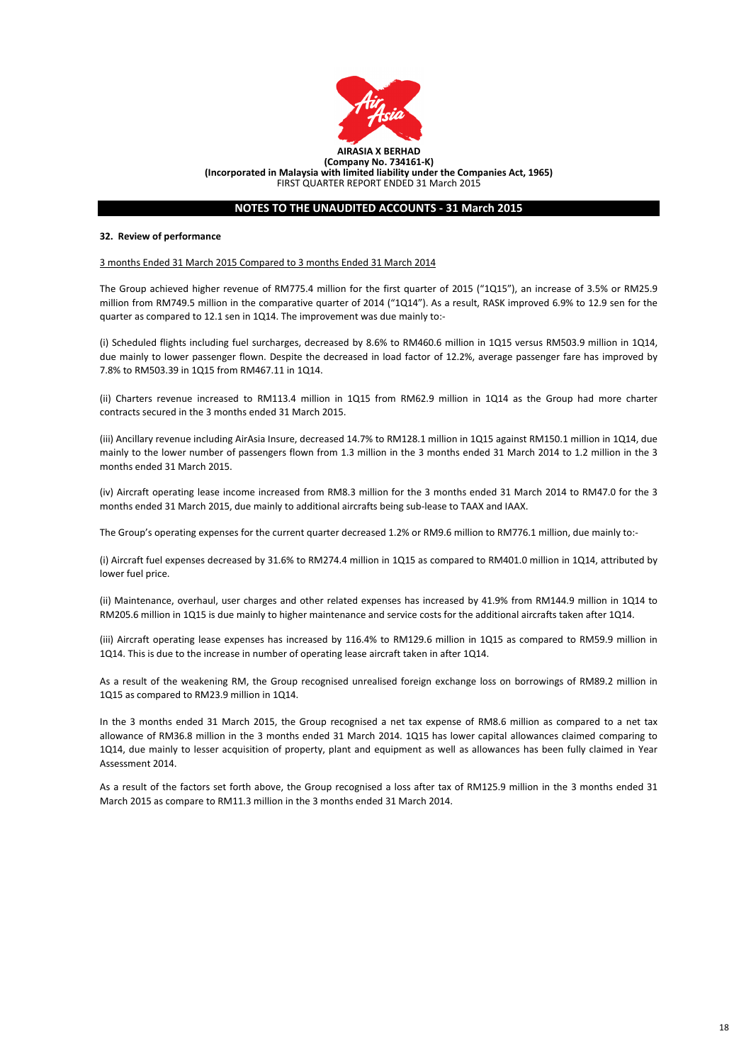**AIRASIA X BERHAD**
**(Company No. 734161-K)**
**(Incorporated in Malaysia with limited liability under the Companies Act, 1965)**
FIRST QUARTER REPORT ENDED 31 March 2015

## NOTES TO THE UNAUDITED ACCOUNTS - 31 March 2015

### 32. Review of performance

3 months Ended 31 March 2015 Compared to 3 months Ended 31 March 2014

The Group achieved higher revenue of RM775.4 million for the first quarter of 2015 ("1Q15"), an increase of 3.5% or RM25.9 million from RM749.5 million in the comparative quarter of 2014 ("1Q14"). As a result, RASK improved 6.9% to 12.9 sen for the quarter as compared to 12.1 sen in 1Q14. The improvement was due mainly to:-

(i) Scheduled flights including fuel surcharges, decreased by 8.6% to RM460.6 million in 1Q15 versus RM503.9 million in 1Q14, due mainly to lower passenger flown. Despite the decreased in load factor of 12.2%, average passenger fare has improved by 7.8% to RM503.39 in 1Q15 from RM467.11 in 1Q14.

(ii) Charters revenue increased to RM113.4 million in 1Q15 from RM62.9 million in 1Q14 as the Group had more charter contracts secured in the 3 months ended 31 March 2015.

(iii) Ancillary revenue including AirAsia Insure, decreased 14.7% to RM128.1 million in 1Q15 against RM150.1 million in 1Q14, due mainly to the lower number of passengers flown from 1.3 million in the 3 months ended 31 March 2014 to 1.2 million in the 3 months ended 31 March 2015.

(iv) Aircraft operating lease income increased from RM8.3 million for the 3 months ended 31 March 2014 to RM47.0 for the 3 months ended 31 March 2015, due mainly to additional aircrafts being sub-lease to TAAX and IAAX.

The Group's operating expenses for the current quarter decreased 1.2% or RM9.6 million to RM776.1 million, due mainly to:-

(i) Aircraft fuel expenses decreased by 31.6% to RM274.4 million in 1Q15 as compared to RM401.0 million in 1Q14, attributed by lower fuel price.

(ii) Maintenance, overhaul, user charges and other related expenses has increased by 41.9% from RM144.9 million in 1Q14 to RM205.6 million in 1Q15 is due mainly to higher maintenance and service costs for the additional aircrafts taken after 1Q14.

(iii) Aircraft operating lease expenses has increased by 116.4% to RM129.6 million in 1Q15 as compared to RM59.9 million in 1Q14. This is due to the increase in number of operating lease aircraft taken in after 1Q14.

As a result of the weakening RM, the Group recognised unrealised foreign exchange loss on borrowings of RM89.2 million in 1Q15 as compared to RM23.9 million in 1Q14.

In the 3 months ended 31 March 2015, the Group recognised a net tax expense of RM8.6 million as compared to a net tax allowance of RM36.8 million in the 3 months ended 31 March 2014. 1Q15 has lower capital allowances claimed comparing to 1Q14, due mainly to lesser acquisition of property, plant and equipment as well as allowances has been fully claimed in Year Assessment 2014.

As a result of the factors set forth above, the Group recognised a loss after tax of RM125.9 million in the 3 months ended 31 March 2015 as compare to RM11.3 million in the 3 months ended 31 March 2014.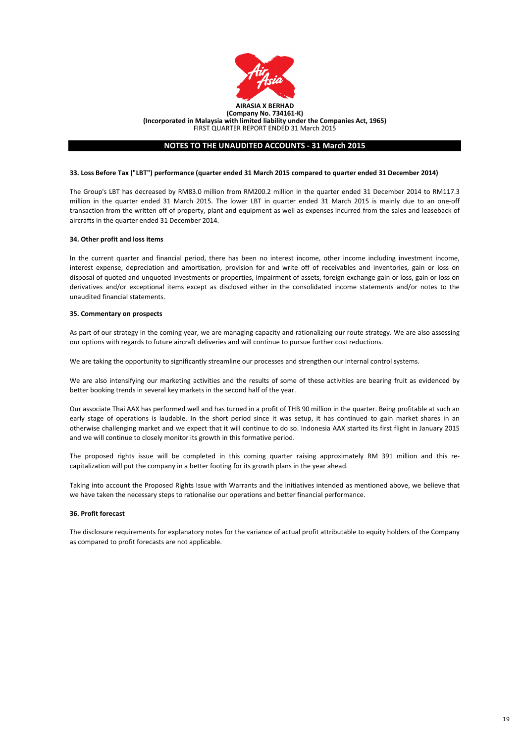**AIRASIA X BERHAD**
**(Company No. 734161-K)**
**(Incorporated in Malaysia with limited liability under the Companies Act, 1965)**
FIRST QUARTER REPORT ENDED 31 March 2015

## NOTES TO THE UNAUDITED ACCOUNTS - 31 March 2015

**33. Loss Before Tax ("LBT") performance (quarter ended 31 March 2015 compared to quarter ended 31 December 2014)**

The Group's LBT has decreased by RM83.0 million from RM200.2 million in the quarter ended 31 December 2014 to RM117.3 million in the quarter ended 31 March 2015. The lower LBT in quarter ended 31 March 2015 is mainly due to an one-off transaction from the written off of property, plant and equipment as well as expenses incurred from the sales and leaseback of aircrafts in the quarter ended 31 December 2014.

**34. Other profit and loss items**

In the current quarter and financial period, there has been no interest income, other income including investment income, interest expense, depreciation and amortisation, provision for and write off of receivables and inventories, gain or loss on disposal of quoted and unquoted investments or properties, impairment of assets, foreign exchange gain or loss, gain or loss on derivatives and/or exceptional items except as disclosed either in the consolidated income statements and/or notes to the unaudited financial statements.

**35. Commentary on prospects**

As part of our strategy in the coming year, we are managing capacity and rationalizing our route strategy. We are also assessing our options with regards to future aircraft deliveries and will continue to pursue further cost reductions.

We are taking the opportunity to significantly streamline our processes and strengthen our internal control systems.

We are also intensifying our marketing activities and the results of some of these activities are bearing fruit as evidenced by better booking trends in several key markets in the second half of the year.

Our associate Thai AAX has performed well and has turned in a profit of THB 90 million in the quarter. Being profitable at such an early stage of operations is laudable. In the short period since it was setup, it has continued to gain market shares in an otherwise challenging market and we expect that it will continue to do so. Indonesia AAX started its first flight in January 2015 and we will continue to closely monitor its growth in this formative period.

The proposed rights issue will be completed in this coming quarter raising approximately RM 391 million and this re-capitalization will put the company in a better footing for its growth plans in the year ahead.

Taking into account the Proposed Rights Issue with Warrants and the initiatives intended as mentioned above, we believe that we have taken the necessary steps to rationalise our operations and better financial performance.

**36. Profit forecast**

The disclosure requirements for explanatory notes for the variance of actual profit attributable to equity holders of the Company as compared to profit forecasts are not applicable.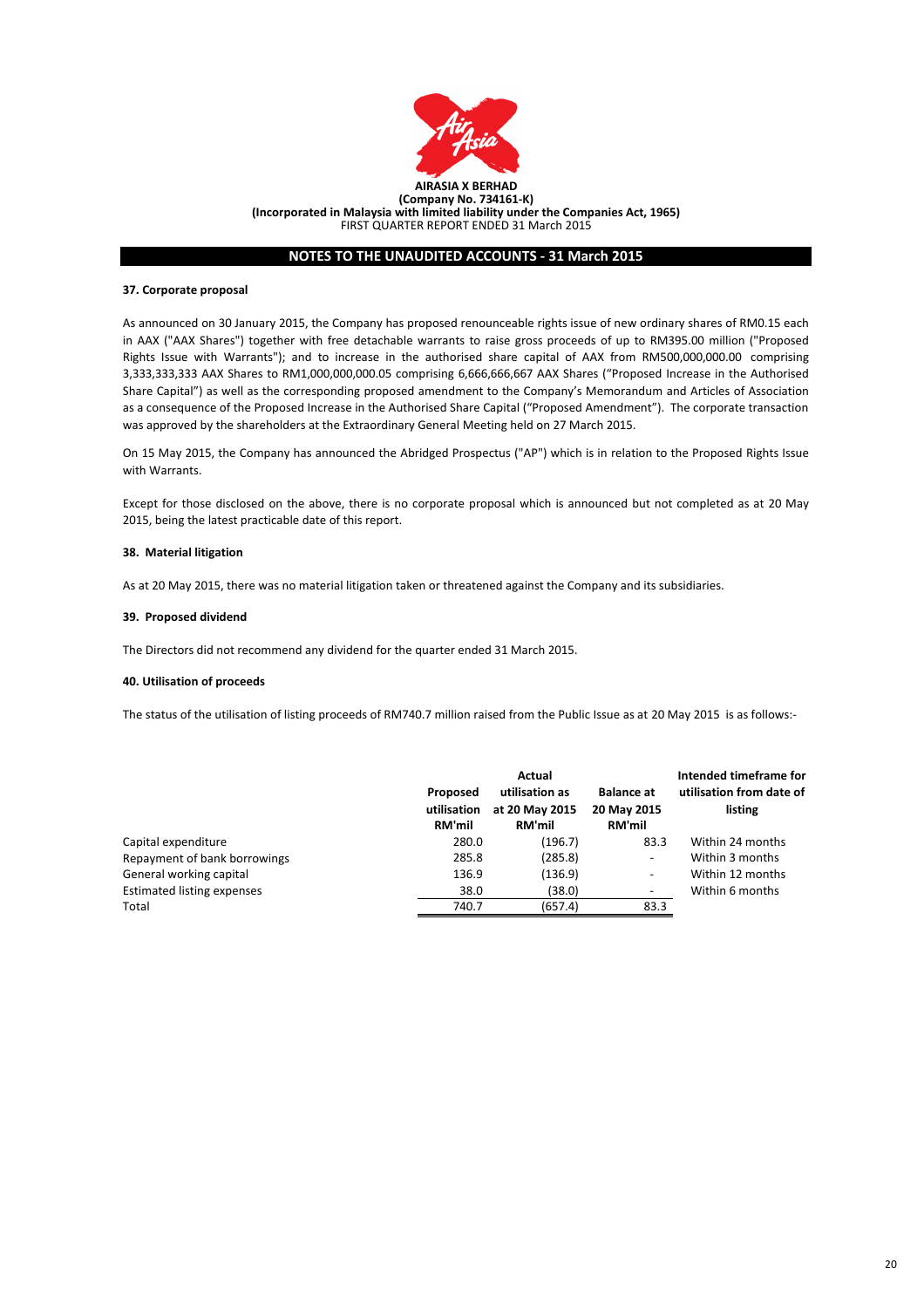**AIRASIA X BERHAD**
**(Company No. 734161-K)**
**(Incorporated in Malaysia with limited liability under the Companies Act, 1965)**
FIRST QUARTER REPORT ENDED 31 March 2015

## NOTES TO THE UNAUDITED ACCOUNTS - 31 March 2015

### 37. Corporate proposal

As announced on 30 January 2015, the Company has proposed renounceable rights issue of new ordinary shares of RM0.15 each in AAX ("AAX Shares") together with free detachable warrants to raise gross proceeds of up to RM395.00 million ("Proposed Rights Issue with Warrants"); and to increase in the authorised share capital of AAX from RM500,000,000.00 comprising 3,333,333,333 AAX Shares to RM1,000,000,000.05 comprising 6,666,666,667 AAX Shares ("Proposed Increase in the Authorised Share Capital") as well as the corresponding proposed amendment to the Company's Memorandum and Articles of Association as a consequence of the Proposed Increase in the Authorised Share Capital ("Proposed Amendment"). The corporate transaction was approved by the shareholders at the Extraordinary General Meeting held on 27 March 2015.

On 15 May 2015, the Company has announced the Abridged Prospectus ("AP") which is in relation to the Proposed Rights Issue with Warrants.

Except for those disclosed on the above, there is no corporate proposal which is announced but not completed as at 20 May 2015, being the latest practicable date of this report.

### 38. Material litigation

As at 20 May 2015, there was no material litigation taken or threatened against the Company and its subsidiaries.

### 39. Proposed dividend

The Directors did not recommend any dividend for the quarter ended 31 March 2015.

### 40. Utilisation of proceeds

The status of the utilisation of listing proceeds of RM740.7 million raised from the Public Issue as at 20 May 2015 is as follows:-

| | Proposed utilisation RM'mil | Actual utilisation as at 20 May 2015 RM'mil | Balance at 20 May 2015 RM'mil | Intended timeframe for utilisation from date of listing |
|---|---|---|---|---|
| Capital expenditure | 280.0 | (196.7) | 83.3 | Within 24 months |
| Repayment of bank borrowings | 285.8 | (285.8) | - | Within 3 months |
| General working capital | 136.9 | (136.9) | - | Within 12 months |
| Estimated listing expenses | 38.0 | (38.0) | - | Within 6 months |
| Total | 740.7 | (657.4) | 83.3 | |